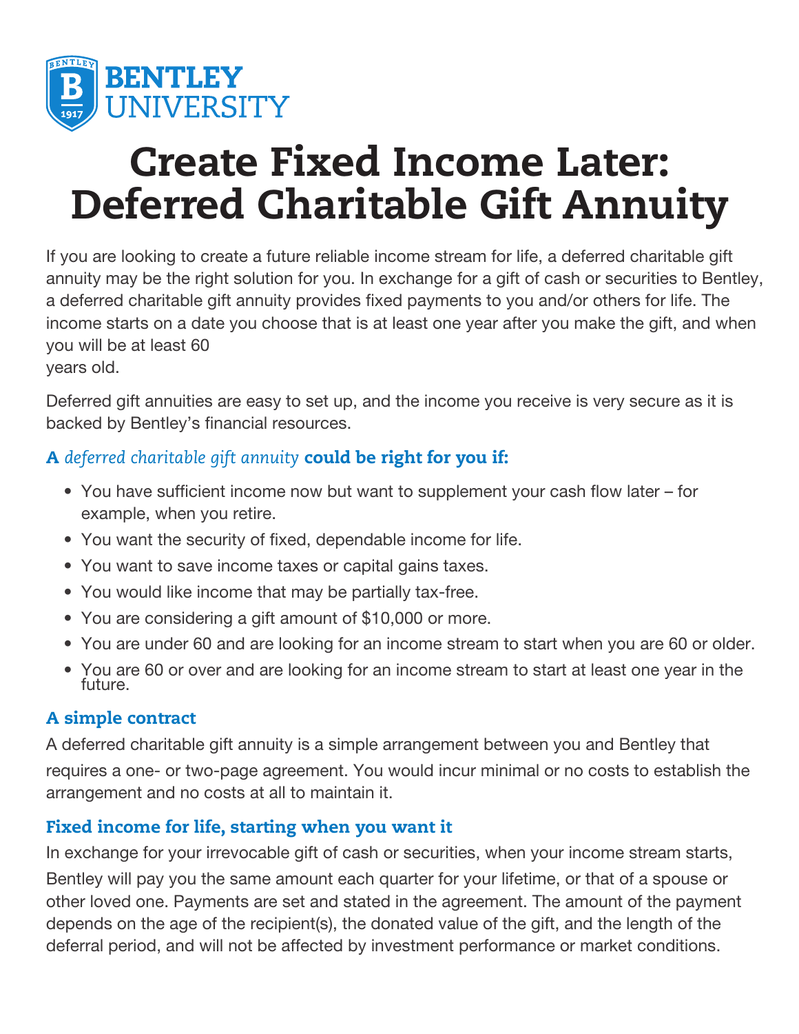BENTLEY UNIVERSITY

# Create Fixed Income Later: Deferred Charitable Gift Annuity

If you are looking to create a future reliable income stream for life, a deferred charitable gift annuity may be the right solution for you. In exchange for a gift of cash or securities to Bentley, a deferred charitable gift annuity provides fixed payments to you and/or others for life. The income starts on a date you choose that is at least one year after you make the gift, and when you will be at least 60 years old.

Deferred gift annuities are easy to set up, and the income you receive is very secure as it is backed by Bentley's financial resources.

### A *deferred charitable gift annuity* could be right for you if:

- You have sufficient income now but want to supplement your cash flow later – for example, when you retire.
- You want the security of fixed, dependable income for life.
- You want to save income taxes or capital gains taxes.
- You would like income that may be partially tax-free.
- You are considering a gift amount of $10,000 or more.
- You are under 60 and are looking for an income stream to start when you are 60 or older.
- You are 60 or over and are looking for an income stream to start at least one year in the future.

### A simple contract

A deferred charitable gift annuity is a simple arrangement between you and Bentley that requires a one- or two-page agreement. You would incur minimal or no costs to establish the arrangement and no costs at all to maintain it.

### Fixed income for life, starting when you want it

In exchange for your irrevocable gift of cash or securities, when your income stream starts, Bentley will pay you the same amount each quarter for your lifetime, or that of a spouse or other loved one. Payments are set and stated in the agreement. The amount of the payment depends on the age of the recipient(s), the donated value of the gift, and the length of the deferral period, and will not be affected by investment performance or market conditions.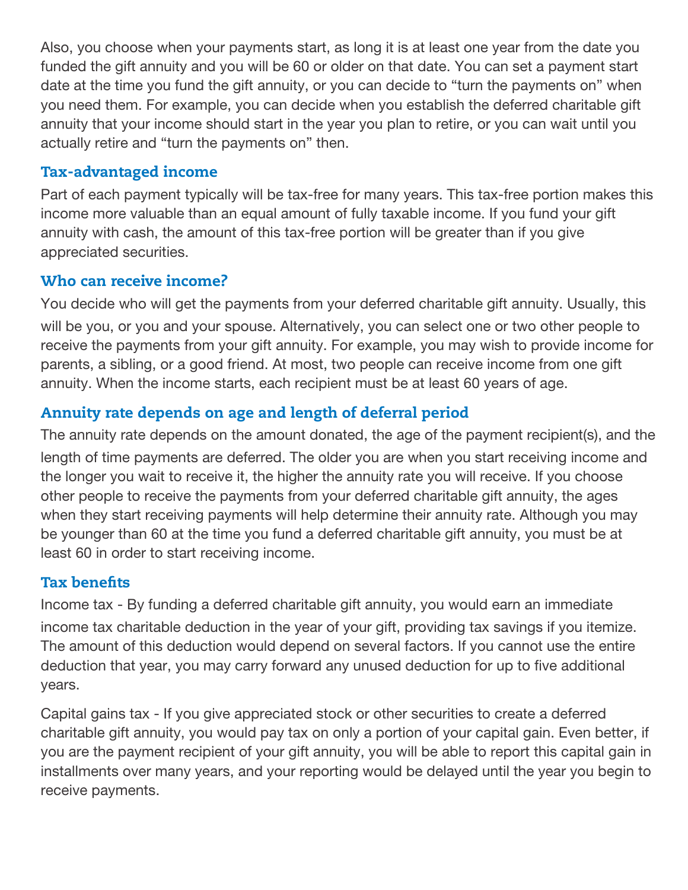Also, you choose when your payments start, as long it is at least one year from the date you funded the gift annuity and you will be 60 or older on that date. You can set a payment start date at the time you fund the gift annuity, or you can decide to "turn the payments on" when you need them. For example, you can decide when you establish the deferred charitable gift annuity that your income should start in the year you plan to retire, or you can wait until you actually retire and "turn the payments on" then.

## Tax-advantaged income

Part of each payment typically will be tax-free for many years. This tax-free portion makes this income more valuable than an equal amount of fully taxable income. If you fund your gift annuity with cash, the amount of this tax-free portion will be greater than if you give appreciated securities.

## Who can receive income?

You decide who will get the payments from your deferred charitable gift annuity. Usually, this will be you, or you and your spouse. Alternatively, you can select one or two other people to receive the payments from your gift annuity. For example, you may wish to provide income for parents, a sibling, or a good friend. At most, two people can receive income from one gift annuity. When the income starts, each recipient must be at least 60 years of age.

## Annuity rate depends on age and length of deferral period

The annuity rate depends on the amount donated, the age of the payment recipient(s), and the length of time payments are deferred. The older you are when you start receiving income and the longer you wait to receive it, the higher the annuity rate you will receive. If you choose other people to receive the payments from your deferred charitable gift annuity, the ages when they start receiving payments will help determine their annuity rate. Although you may be younger than 60 at the time you fund a deferred charitable gift annuity, you must be at least 60 in order to start receiving income.

## Tax benefits

Income tax - By funding a deferred charitable gift annuity, you would earn an immediate income tax charitable deduction in the year of your gift, providing tax savings if you itemize. The amount of this deduction would depend on several factors. If you cannot use the entire deduction that year, you may carry forward any unused deduction for up to five additional years.

Capital gains tax - If you give appreciated stock or other securities to create a deferred charitable gift annuity, you would pay tax on only a portion of your capital gain. Even better, if you are the payment recipient of your gift annuity, you will be able to report this capital gain in installments over many years, and your reporting would be delayed until the year you begin to receive payments.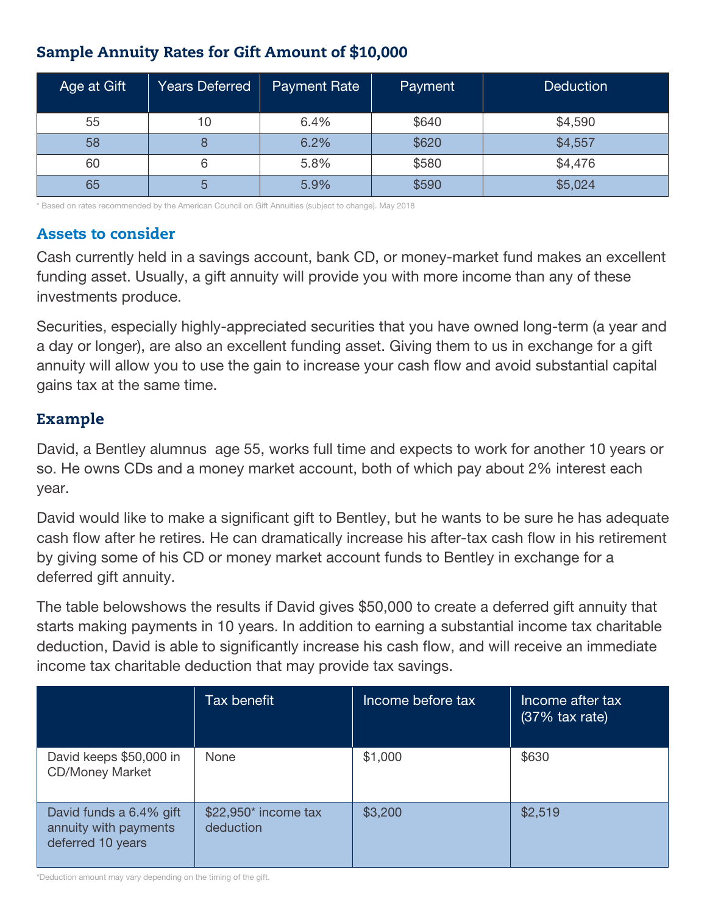### Sample Annuity Rates for Gift Amount of $10,000

| Age at Gift | Years Deferred | Payment Rate | Payment | Deduction |
|---|---|---|---|---|
| 55 | 10 | 6.4% | $640 | $4,590 |
| 58 | 8 | 6.2% | $620 | $4,557 |
| 60 | 6 | 5.8% | $580 | $4,476 |
| 65 | 5 | 5.9% | $590 | $5,024 |

* Based on rates recommended by the American Council on Gift Annuities (subject to change). May 2018

### Assets to consider

Cash currently held in a savings account, bank CD, or money-market fund makes an excellent funding asset. Usually, a gift annuity will provide you with more income than any of these investments produce.

Securities, especially highly-appreciated securities that you have owned long-term (a year and a day or longer), are also an excellent funding asset. Giving them to us in exchange for a gift annuity will allow you to use the gain to increase your cash flow and avoid substantial capital gains tax at the same time.

### Example

David, a Bentley alumnus  age 55, works full time and expects to work for another 10 years or so. He owns CDs and a money market account, both of which pay about 2% interest each year.

David would like to make a significant gift to Bentley, but he wants to be sure he has adequate cash flow after he retires. He can dramatically increase his after-tax cash flow in his retirement by giving some of his CD or money market account funds to Bentley in exchange for a deferred gift annuity.

The table belowshows the results if David gives $50,000 to create a deferred gift annuity that starts making payments in 10 years. In addition to earning a substantial income tax charitable deduction, David is able to significantly increase his cash flow, and will receive an immediate income tax charitable deduction that may provide tax savings.

| | Tax benefit | Income before tax | Income after tax (37% tax rate) |
|---|---|---|---|
| David keeps $50,000 in CD/Money Market | None | $1,000 | $630 |
| David funds a 6.4% gift annuity with payments deferred 10 years | $22,950* income tax deduction | $3,200 | $2,519 |

*Deduction amount may vary depending on the timing of the gift.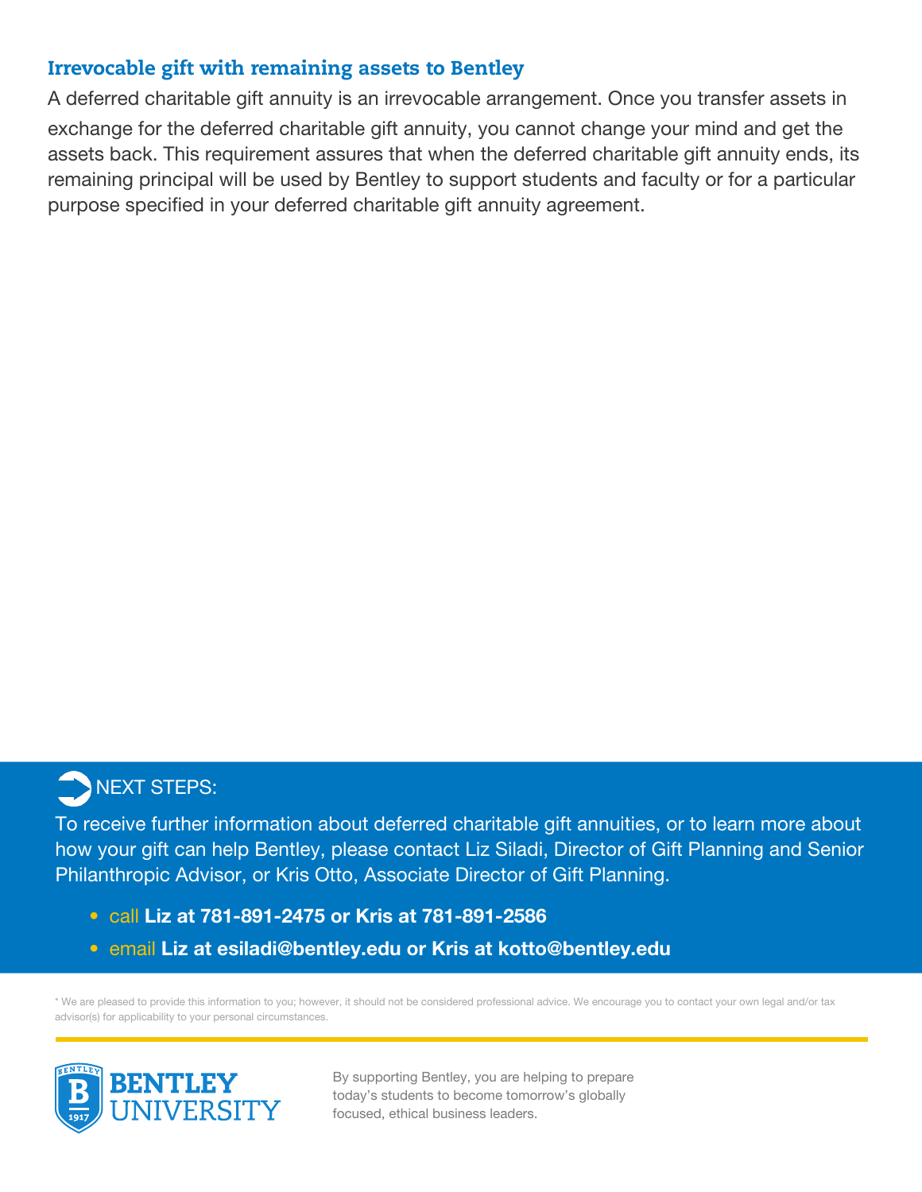## Irrevocable gift with remaining assets to Bentley

A deferred charitable gift annuity is an irrevocable arrangement. Once you transfer assets in exchange for the deferred charitable gift annuity, you cannot change your mind and get the assets back. This requirement assures that when the deferred charitable gift annuity ends, its remaining principal will be used by Bentley to support students and faculty or for a particular purpose specified in your deferred charitable gift annuity agreement.

### NEXT STEPS:

To receive further information about deferred charitable gift annuities, or to learn more about how your gift can help Bentley, please contact Liz Siladi, Director of Gift Planning and Senior Philanthropic Advisor, or Kris Otto, Associate Director of Gift Planning.

- call **Liz at 781-891-2475 or Kris at 781-891-2586**
- email **Liz at esiladi@bentley.edu or Kris at kotto@bentley.edu**

* We are pleased to provide this information to you; however, it should not be considered professional advice. We encourage you to contact your own legal and/or tax advisor(s) for applicability to your personal circumstances.

BENTLEY UNIVERSITY

By supporting Bentley, you are helping to prepare today's students to become tomorrow's globally focused, ethical business leaders.